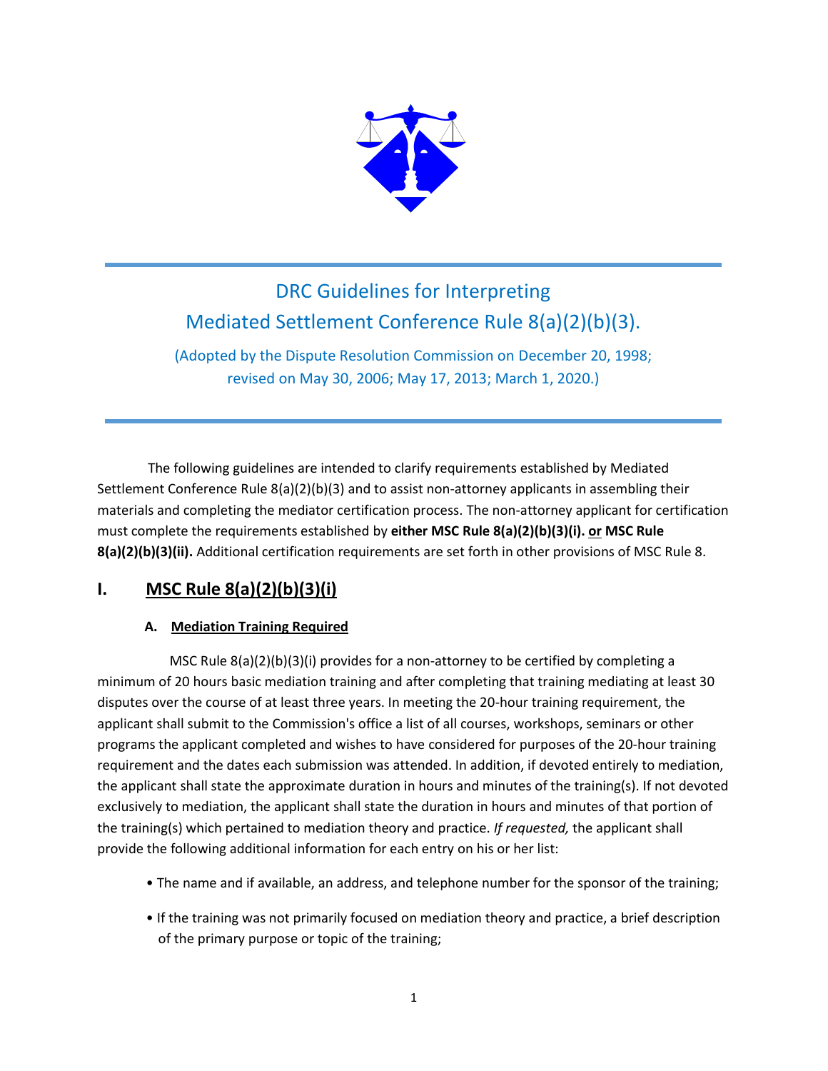# DRC Guidelines for Interpreting Mediated Settlement Conference Rule 8(a)(2)(b)(3).

(Adopted by the Dispute Resolution Commission on December 20, 1998; revised on May 30, 2006; May 17, 2013; March 1, 2020.)

The following guidelines are intended to clarify requirements established by Mediated Settlement Conference Rule 8(a)(2)(b)(3) and to assist non-attorney applicants in assembling their materials and completing the mediator certification process. The non-attorney applicant for certification must complete the requirements established by **either MSC Rule 8(a)(2)(b)(3)(i). <u>or</u> MSC Rule 8(a)(2)(b)(3)(ii).** Additional certification requirements are set forth in other provisions of MSC Rule 8.

## I. <u>MSC Rule 8(a)(2)(b)(3)(i)</u>

### A. <u>Mediation Training Required</u>

MSC Rule 8(a)(2)(b)(3)(i) provides for a non-attorney to be certified by completing a minimum of 20 hours basic mediation training and after completing that training mediating at least 30 disputes over the course of at least three years. In meeting the 20-hour training requirement, the applicant shall submit to the Commission's office a list of all courses, workshops, seminars or other programs the applicant completed and wishes to have considered for purposes of the 20-hour training requirement and the dates each submission was attended. In addition, if devoted entirely to mediation, the applicant shall state the approximate duration in hours and minutes of the training(s). If not devoted exclusively to mediation, the applicant shall state the duration in hours and minutes of that portion of the training(s) which pertained to mediation theory and practice. *If requested,* the applicant shall provide the following additional information for each entry on his or her list:

- The name and if available, an address, and telephone number for the sponsor of the training;
- If the training was not primarily focused on mediation theory and practice, a brief description of the primary purpose or topic of the training;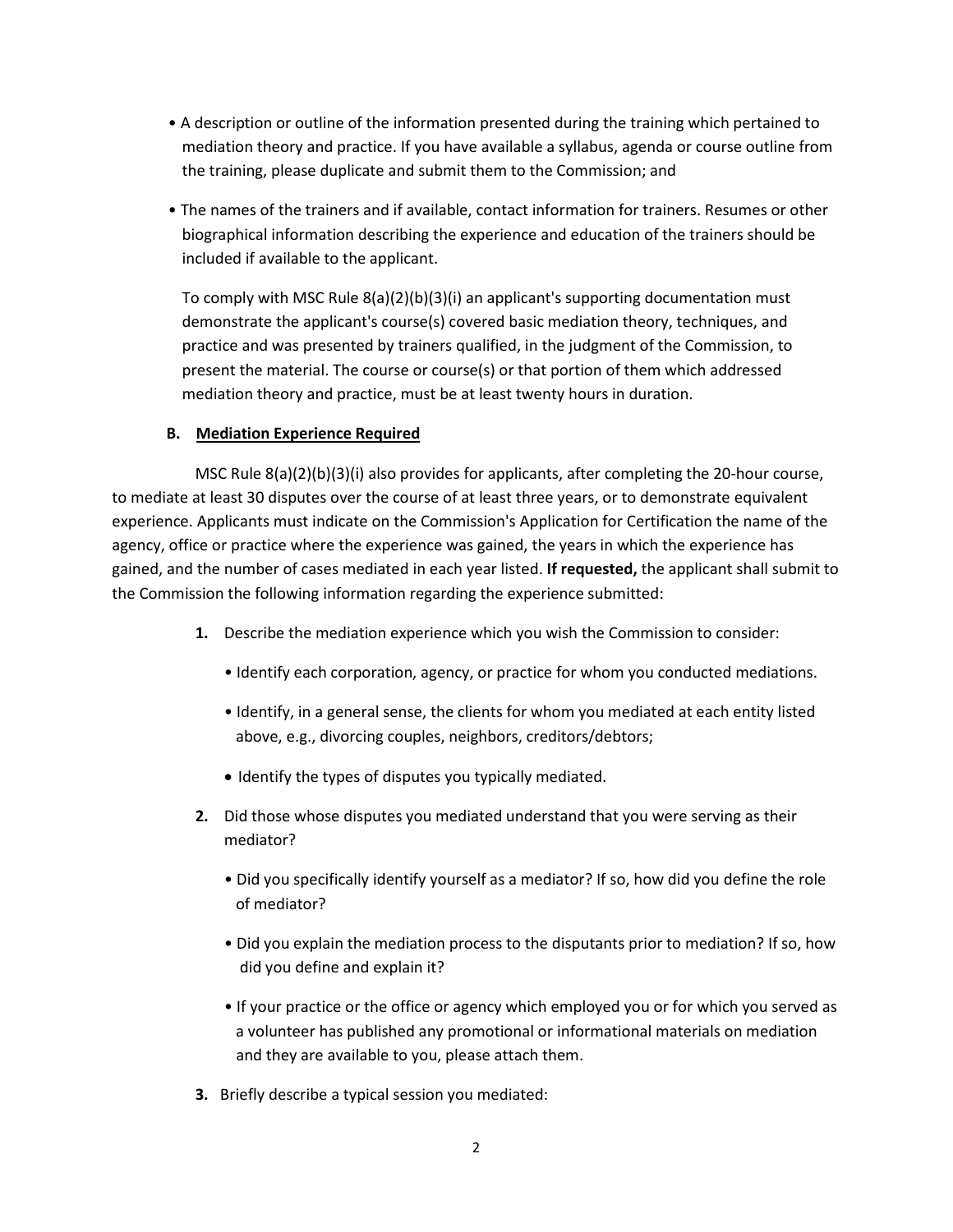- A description or outline of the information presented during the training which pertained to mediation theory and practice. If you have available a syllabus, agenda or course outline from the training, please duplicate and submit them to the Commission; and

- The names of the trainers and if available, contact information for trainers. Resumes or other biographical information describing the experience and education of the trainers should be included if available to the applicant.

  To comply with MSC Rule 8(a)(2)(b)(3)(i) an applicant's supporting documentation must demonstrate the applicant's course(s) covered basic mediation theory, techniques, and practice and was presented by trainers qualified, in the judgment of the Commission, to present the material. The course or course(s) or that portion of them which addressed mediation theory and practice, must be at least twenty hours in duration.

### B. <u>Mediation Experience Required</u>

MSC Rule 8(a)(2)(b)(3)(i) also provides for applicants, after completing the 20-hour course, to mediate at least 30 disputes over the course of at least three years, or to demonstrate equivalent experience. Applicants must indicate on the Commission's Application for Certification the name of the agency, office or practice where the experience was gained, the years in which the experience has gained, and the number of cases mediated in each year listed. **If requested,** the applicant shall submit to the Commission the following information regarding the experience submitted:

1. Describe the mediation experience which you wish the Commission to consider:
   - Identify each corporation, agency, or practice for whom you conducted mediations.
   - Identify, in a general sense, the clients for whom you mediated at each entity listed above, e.g., divorcing couples, neighbors, creditors/debtors;
   - Identify the types of disputes you typically mediated.
2. Did those whose disputes you mediated understand that you were serving as their mediator?
   - Did you specifically identify yourself as a mediator? If so, how did you define the role of mediator?
   - Did you explain the mediation process to the disputants prior to mediation? If so, how did you define and explain it?
   - If your practice or the office or agency which employed you or for which you served as a volunteer has published any promotional or informational materials on mediation and they are available to you, please attach them.
3. Briefly describe a typical session you mediated: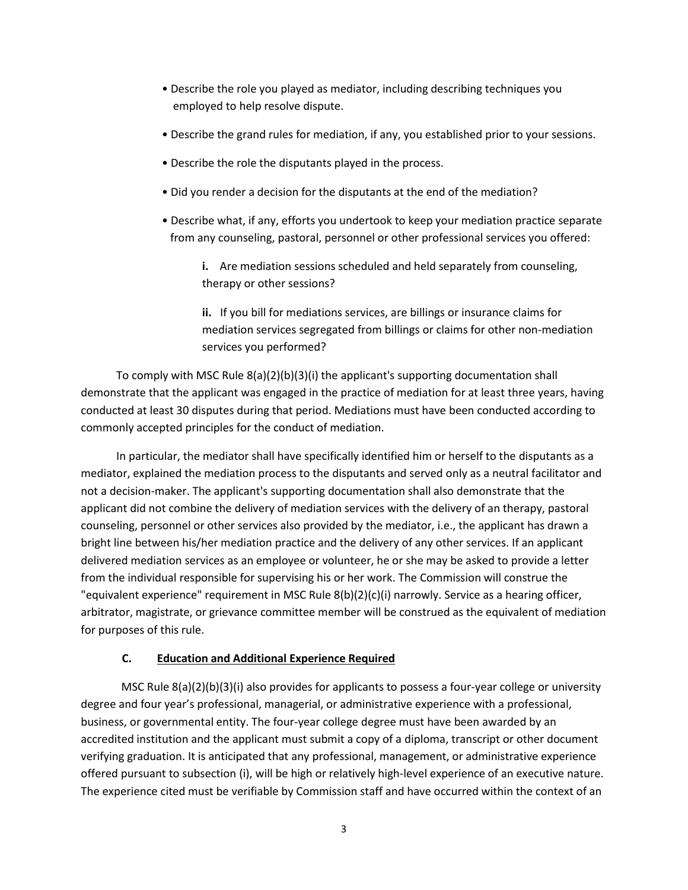- Describe the role you played as mediator, including describing techniques you employed to help resolve dispute.
- Describe the grand rules for mediation, if any, you established prior to your sessions.
- Describe the role the disputants played in the process.
- Did you render a decision for the disputants at the end of the mediation?
- Describe what, if any, efforts you undertook to keep your mediation practice separate from any counseling, pastoral, personnel or other professional services you offered:

  **i.** Are mediation sessions scheduled and held separately from counseling, therapy or other sessions?

  **ii.** If you bill for mediations services, are billings or insurance claims for mediation services segregated from billings or claims for other non-mediation services you performed?

To comply with MSC Rule 8(a)(2)(b)(3)(i) the applicant's supporting documentation shall demonstrate that the applicant was engaged in the practice of mediation for at least three years, having conducted at least 30 disputes during that period. Mediations must have been conducted according to commonly accepted principles for the conduct of mediation.

In particular, the mediator shall have specifically identified him or herself to the disputants as a mediator, explained the mediation process to the disputants and served only as a neutral facilitator and not a decision-maker. The applicant's supporting documentation shall also demonstrate that the applicant did not combine the delivery of mediation services with the delivery of an therapy, pastoral counseling, personnel or other services also provided by the mediator, i.e., the applicant has drawn a bright line between his/her mediation practice and the delivery of any other services. If an applicant delivered mediation services as an employee or volunteer, he or she may be asked to provide a letter from the individual responsible for supervising his or her work. The Commission will construe the "equivalent experience" requirement in MSC Rule 8(b)(2)(c)(i) narrowly. Service as a hearing officer, arbitrator, magistrate, or grievance committee member will be construed as the equivalent of mediation for purposes of this rule.

### C. <u>Education and Additional Experience Required</u>

MSC Rule 8(a)(2)(b)(3)(i) also provides for applicants to possess a four-year college or university degree and four year's professional, managerial, or administrative experience with a professional, business, or governmental entity. The four-year college degree must have been awarded by an accredited institution and the applicant must submit a copy of a diploma, transcript or other document verifying graduation. It is anticipated that any professional, management, or administrative experience offered pursuant to subsection (i), will be high or relatively high-level experience of an executive nature. The experience cited must be verifiable by Commission staff and have occurred within the context of an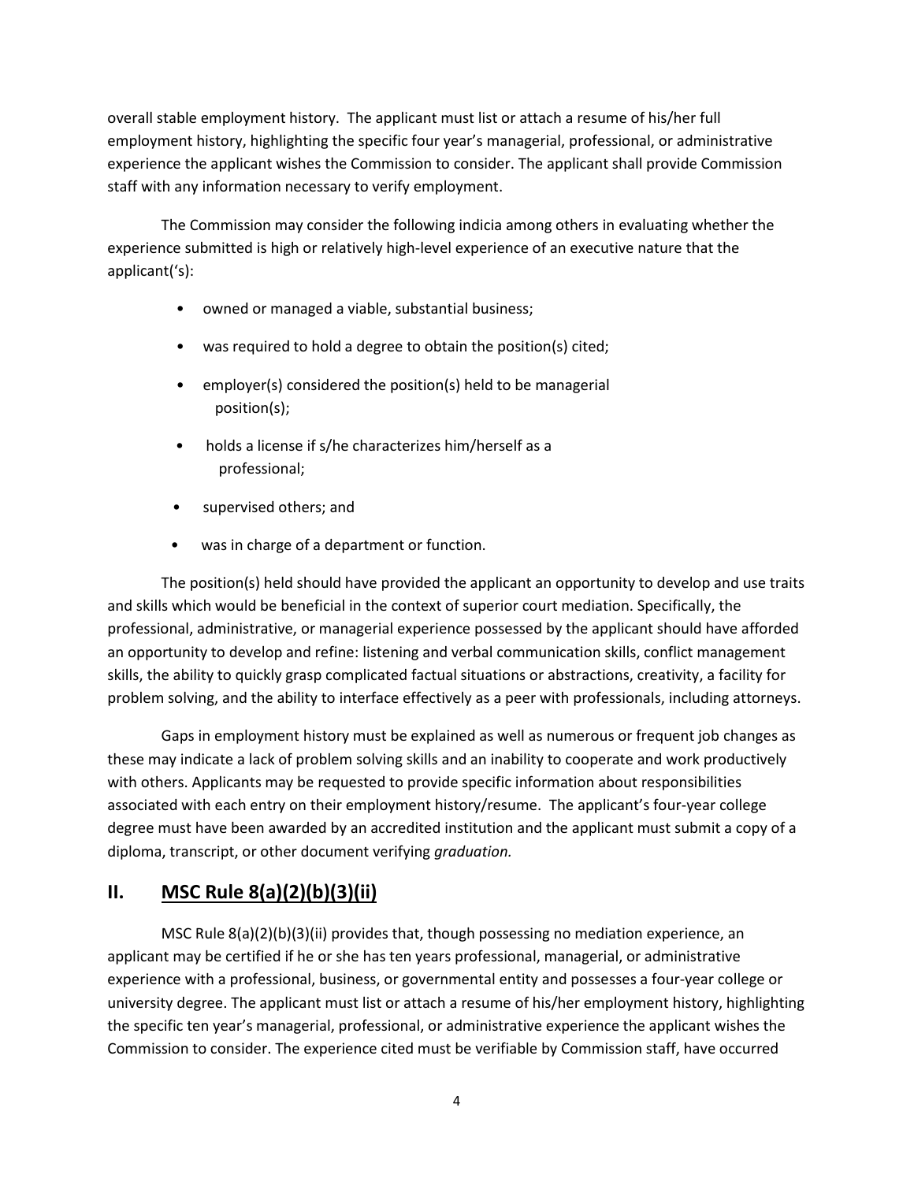overall stable employment history. The applicant must list or attach a resume of his/her full employment history, highlighting the specific four year's managerial, professional, or administrative experience the applicant wishes the Commission to consider. The applicant shall provide Commission staff with any information necessary to verify employment.

The Commission may consider the following indicia among others in evaluating whether the experience submitted is high or relatively high-level experience of an executive nature that the applicant('s):

- owned or managed a viable, substantial business;
- was required to hold a degree to obtain the position(s) cited;
- employer(s) considered the position(s) held to be managerial position(s);
- holds a license if s/he characterizes him/herself as a professional;
- supervised others; and
- was in charge of a department or function.

The position(s) held should have provided the applicant an opportunity to develop and use traits and skills which would be beneficial in the context of superior court mediation. Specifically, the professional, administrative, or managerial experience possessed by the applicant should have afforded an opportunity to develop and refine: listening and verbal communication skills, conflict management skills, the ability to quickly grasp complicated factual situations or abstractions, creativity, a facility for problem solving, and the ability to interface effectively as a peer with professionals, including attorneys.

Gaps in employment history must be explained as well as numerous or frequent job changes as these may indicate a lack of problem solving skills and an inability to cooperate and work productively with others. Applicants may be requested to provide specific information about responsibilities associated with each entry on their employment history/resume. The applicant's four-year college degree must have been awarded by an accredited institution and the applicant must submit a copy of a diploma, transcript, or other document verifying *graduation.*

## II. MSC Rule 8(a)(2)(b)(3)(ii)

MSC Rule 8(a)(2)(b)(3)(ii) provides that, though possessing no mediation experience, an applicant may be certified if he or she has ten years professional, managerial, or administrative experience with a professional, business, or governmental entity and possesses a four-year college or university degree. The applicant must list or attach a resume of his/her employment history, highlighting the specific ten year's managerial, professional, or administrative experience the applicant wishes the Commission to consider. The experience cited must be verifiable by Commission staff, have occurred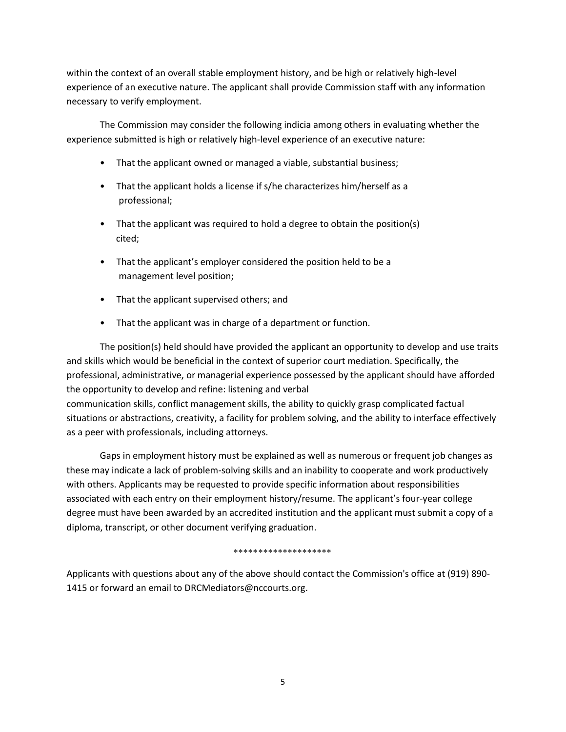within the context of an overall stable employment history, and be high or relatively high-level experience of an executive nature. The applicant shall provide Commission staff with any information necessary to verify employment.

The Commission may consider the following indicia among others in evaluating whether the experience submitted is high or relatively high-level experience of an executive nature:

- That the applicant owned or managed a viable, substantial business;
- That the applicant holds a license if s/he characterizes him/herself as a professional;
- That the applicant was required to hold a degree to obtain the position(s) cited;
- That the applicant's employer considered the position held to be a management level position;
- That the applicant supervised others; and
- That the applicant was in charge of a department or function.

The position(s) held should have provided the applicant an opportunity to develop and use traits and skills which would be beneficial in the context of superior court mediation. Specifically, the professional, administrative, or managerial experience possessed by the applicant should have afforded the opportunity to develop and refine: listening and verbal communication skills, conflict management skills, the ability to quickly grasp complicated factual situations or abstractions, creativity, a facility for problem solving, and the ability to interface effectively as a peer with professionals, including attorneys.

Gaps in employment history must be explained as well as numerous or frequent job changes as these may indicate a lack of problem-solving skills and an inability to cooperate and work productively with others. Applicants may be requested to provide specific information about responsibilities associated with each entry on their employment history/resume. The applicant's four-year college degree must have been awarded by an accredited institution and the applicant must submit a copy of a diploma, transcript, or other document verifying graduation.

********************

Applicants with questions about any of the above should contact the Commission's office at (919) 890-1415 or forward an email to DRCMediators@nccourts.org.